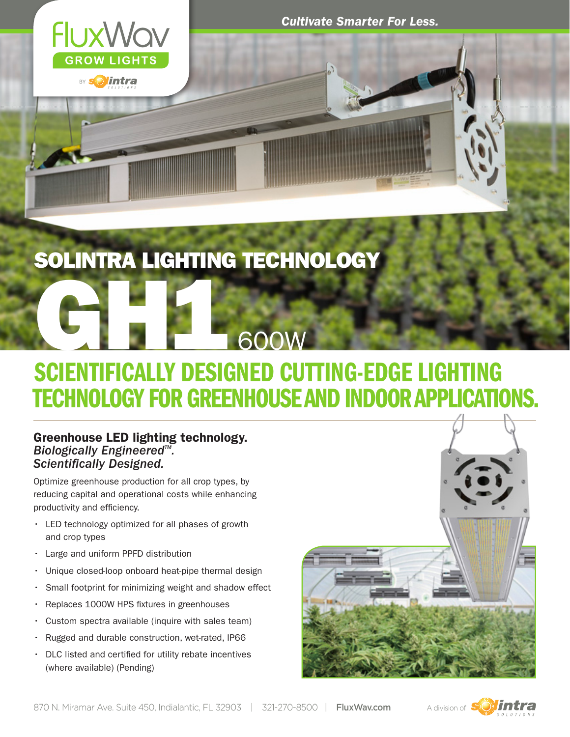FluxWav GROW LIGHTS

BY solintra SOLUTIONS

*Cultivate Smarter For Less.*

# SOLINTRA LIGHTING TECHNOLOGY

# GH1 600W

## SCIENTIFICALLY DESIGNED CUTTING-EDGE LIGHTING TECHNOLOGY FOR GREENHOUSE AND INDOOR APPLICATIONS.

### Greenhouse LED lighting technology.

***Biologically Engineered™.***
***Scientifically Designed.***

Optimize greenhouse production for all crop types, by reducing capital and operational costs while enhancing productivity and efficiency.

- LED technology optimized for all phases of growth and crop types
- Large and uniform PPFD distribution
- Unique closed-loop onboard heat-pipe thermal design
- Small footprint for minimizing weight and shadow effect
- Replaces 1000W HPS fixtures in greenhouses
- Custom spectra available (inquire with sales team)
- Rugged and durable construction, wet-rated, IP66
- DLC listed and certified for utility rebate incentives (where available) (Pending)

870 N. Miramar Ave. Suite 450, Indialantic, FL 32903 | 321-270-8500 | **FluxWav.com**

A division of solintra SOLUTIONS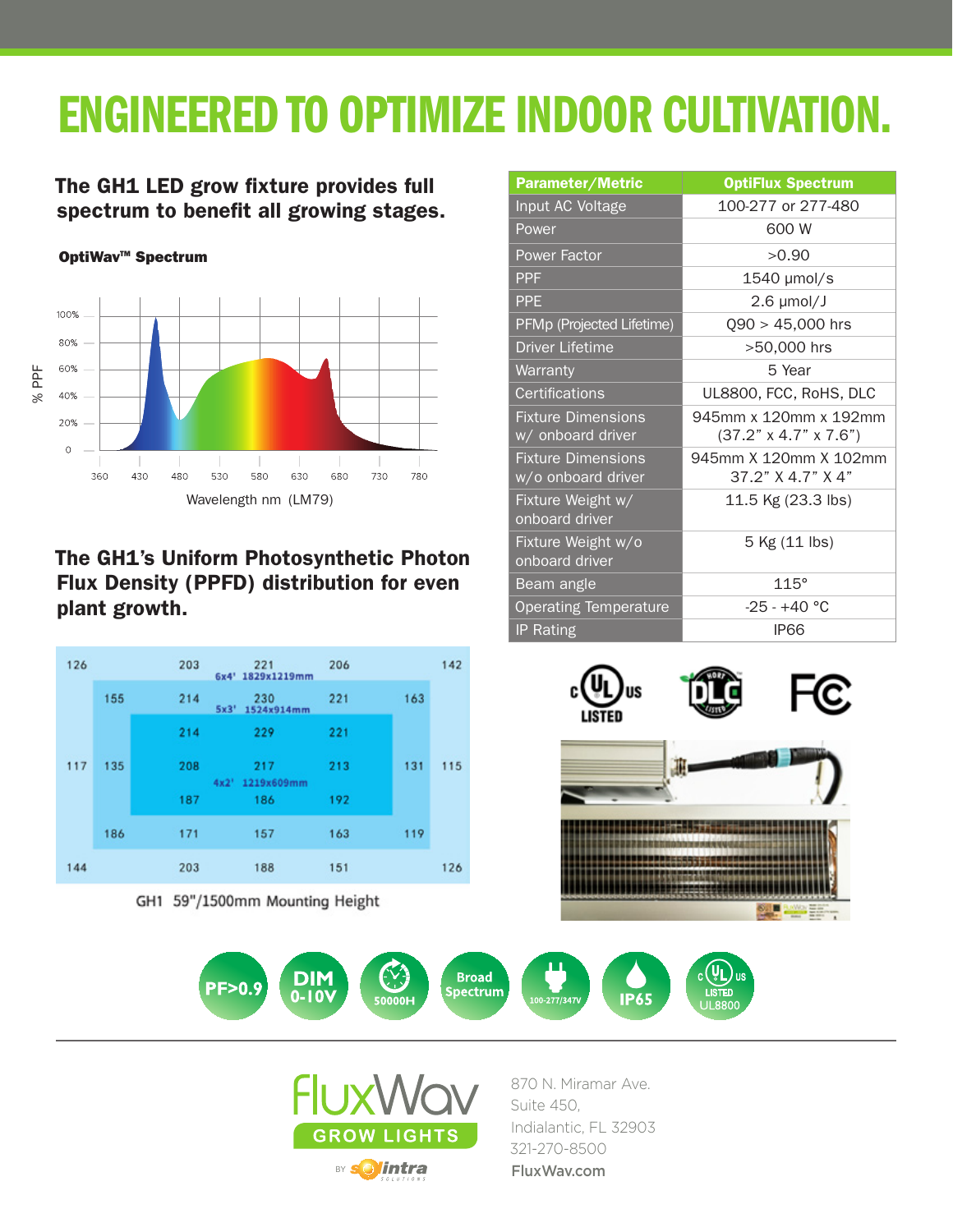# ENGINEERED TO OPTIMIZE INDOOR CULTIVATION.

## The GH1 LED grow fixture provides full spectrum to benefit all growing stages.

**OptiWav™ Spectrum**

% PPF

100%
80%
60%
40%
20%
0

360 430 480 530 580 630 680 730 780

Wavelength nm (LM79)

## The GH1's Uniform Photosynthetic Photon Flux Density (PPFD) distribution for even plant growth.

6x4' 1829x1219mm
5x3' 1524x914mm
4x2' 1219x609mm

126 203 221 206 142
155 214 230 221 163
214 229 221
117 135 208 217 213 131 115
187 186 192
186 171 157 163 119
144 203 188 151 126

GH1 59"/1500mm Mounting Height

| Parameter/Metric | OptiFlux Spectrum |
|---|---|
| Input AC Voltage | 100-277 or 277-480 |
| Power | 600 W |
| Power Factor | >0.90 |
| PPF | 1540 μmol/s |
| PPE | 2.6 μmol/J |
| PFMp (Projected Lifetime) | Q90 > 45,000 hrs |
| Driver Lifetime | >50,000 hrs |
| Warranty | 5 Year |
| Certifications | UL8800, FCC, RoHS, DLC |
| Fixture Dimensions w/ onboard driver | 945mm x 120mm x 192mm (37.2" x 4.7" x 7.6") |
| Fixture Dimensions w/o onboard driver | 945mm X 120mm X 102mm 37.2" X 4.7" X 4" |
| Fixture Weight w/ onboard driver | 11.5 Kg (23.3 lbs) |
| Fixture Weight w/o onboard driver | 5 Kg (11 lbs) |
| Beam angle | 115° |
| Operating Temperature | -25 - +40 °C |
| IP Rating | IP66 |

PF>0.9 | DIM 0-10V | 50000H | Broad Spectrum | 100-277/347V | IP65 | cULus LISTED UL8800

FluxWav GROW LIGHTS BY Solintra Solutions

870 N. Miramar Ave.
Suite 450,
Indialantic, FL 32903
321-270-8500
FluxWav.com